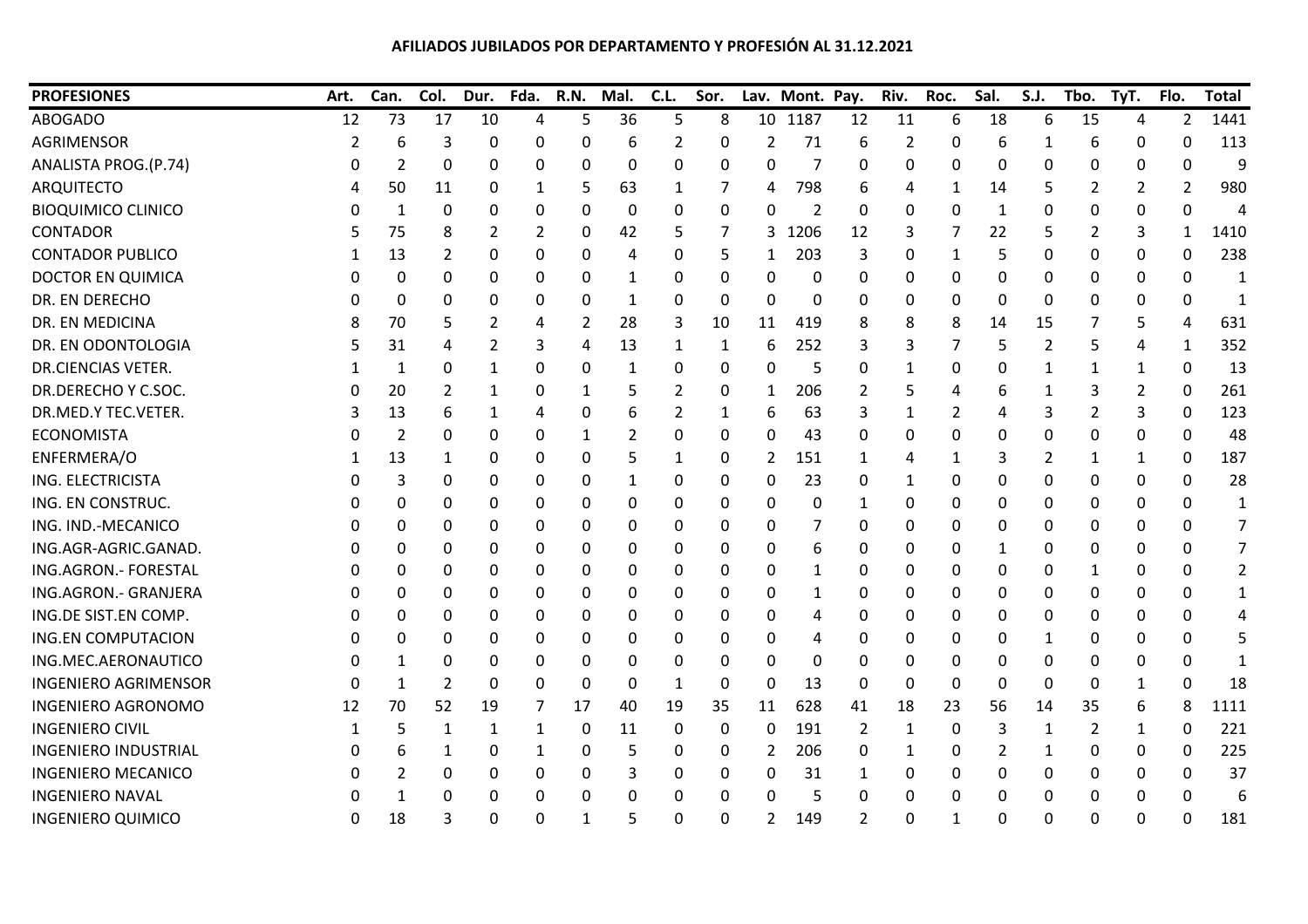**AFILIADOS JUBILADOS POR DEPARTAMENTO Y PROFESIÓN AL 31.12.2021**

| PROFESIONES | Art. | Can. | Col. | Dur. | Fda. | R.N. | Mal. | C.L. | Sor. | Lav. | Mont. | Pay. | Riv. | Roc. | Sal. | S.J. | Tbo. | TyT. | Flo. | Total |
|---|---|---|---|---|---|---|---|---|---|---|---|---|---|---|---|---|---|---|---|---|
| ABOGADO | 12 | 73 | 17 | 10 | 4 | 5 | 36 | 5 | 8 | 10 | 1187 | 12 | 11 | 6 | 18 | 6 | 15 | 4 | 2 | 1441 |
| AGRIMENSOR | 2 | 6 | 3 | 0 | 0 | 0 | 6 | 2 | 0 | 2 | 71 | 6 | 2 | 0 | 6 | 1 | 6 | 0 | 0 | 113 |
| ANALISTA PROG.(P.74) | 0 | 2 | 0 | 0 | 0 | 0 | 0 | 0 | 0 | 0 | 7 | 0 | 0 | 0 | 0 | 0 | 0 | 0 | 0 | 9 |
| ARQUITECTO | 4 | 50 | 11 | 0 | 1 | 5 | 63 | 1 | 7 | 4 | 798 | 6 | 4 | 1 | 14 | 5 | 2 | 2 | 2 | 980 |
| BIOQUIMICO CLINICO | 0 | 1 | 0 | 0 | 0 | 0 | 0 | 0 | 0 | 0 | 2 | 0 | 0 | 0 | 1 | 0 | 0 | 0 | 0 | 4 |
| CONTADOR | 5 | 75 | 8 | 2 | 2 | 0 | 42 | 5 | 7 | 3 | 1206 | 12 | 3 | 7 | 22 | 5 | 2 | 3 | 1 | 1410 |
| CONTADOR PUBLICO | 1 | 13 | 2 | 0 | 0 | 0 | 4 | 0 | 5 | 1 | 203 | 3 | 0 | 1 | 5 | 0 | 0 | 0 | 0 | 238 |
| DOCTOR EN QUIMICA | 0 | 0 | 0 | 0 | 0 | 0 | 1 | 0 | 0 | 0 | 0 | 0 | 0 | 0 | 0 | 0 | 0 | 0 | 0 | 1 |
| DR. EN DERECHO | 0 | 0 | 0 | 0 | 0 | 0 | 1 | 0 | 0 | 0 | 0 | 0 | 0 | 0 | 0 | 0 | 0 | 0 | 0 | 1 |
| DR. EN MEDICINA | 8 | 70 | 5 | 2 | 4 | 2 | 28 | 3 | 10 | 11 | 419 | 8 | 8 | 8 | 14 | 15 | 7 | 5 | 4 | 631 |
| DR. EN ODONTOLOGIA | 5 | 31 | 4 | 2 | 3 | 4 | 13 | 1 | 1 | 6 | 252 | 3 | 3 | 7 | 5 | 2 | 5 | 4 | 1 | 352 |
| DR.CIENCIAS VETER. | 1 | 1 | 0 | 1 | 0 | 0 | 1 | 0 | 0 | 0 | 5 | 0 | 1 | 0 | 0 | 1 | 1 | 1 | 0 | 13 |
| DR.DERECHO Y C.SOC. | 0 | 20 | 2 | 1 | 0 | 1 | 5 | 2 | 0 | 1 | 206 | 2 | 5 | 4 | 6 | 1 | 3 | 2 | 0 | 261 |
| DR.MED.Y TEC.VETER. | 3 | 13 | 6 | 1 | 4 | 0 | 6 | 2 | 1 | 6 | 63 | 3 | 1 | 2 | 4 | 3 | 2 | 3 | 0 | 123 |
| ECONOMISTA | 0 | 2 | 0 | 0 | 0 | 1 | 2 | 0 | 0 | 0 | 43 | 0 | 0 | 0 | 0 | 0 | 0 | 0 | 0 | 48 |
| ENFERMERA/O | 1 | 13 | 1 | 0 | 0 | 0 | 5 | 1 | 0 | 2 | 151 | 1 | 4 | 1 | 3 | 2 | 1 | 1 | 0 | 187 |
| ING. ELECTRICISTA | 0 | 3 | 0 | 0 | 0 | 0 | 1 | 0 | 0 | 0 | 23 | 0 | 1 | 0 | 0 | 0 | 0 | 0 | 0 | 28 |
| ING. EN CONSTRUC. | 0 | 0 | 0 | 0 | 0 | 0 | 0 | 0 | 0 | 0 | 0 | 1 | 0 | 0 | 0 | 0 | 0 | 0 | 0 | 1 |
| ING. IND.-MECANICO | 0 | 0 | 0 | 0 | 0 | 0 | 0 | 0 | 0 | 0 | 7 | 0 | 0 | 0 | 0 | 0 | 0 | 0 | 0 | 7 |
| ING.AGR-AGRIC.GANAD. | 0 | 0 | 0 | 0 | 0 | 0 | 0 | 0 | 0 | 0 | 6 | 0 | 0 | 0 | 1 | 0 | 0 | 0 | 0 | 7 |
| ING.AGRON.- FORESTAL | 0 | 0 | 0 | 0 | 0 | 0 | 0 | 0 | 0 | 0 | 1 | 0 | 0 | 0 | 0 | 0 | 1 | 0 | 0 | 2 |
| ING.AGRON.- GRANJERA | 0 | 0 | 0 | 0 | 0 | 0 | 0 | 0 | 0 | 0 | 1 | 0 | 0 | 0 | 0 | 0 | 0 | 0 | 0 | 1 |
| ING.DE SIST.EN COMP. | 0 | 0 | 0 | 0 | 0 | 0 | 0 | 0 | 0 | 0 | 4 | 0 | 0 | 0 | 0 | 0 | 0 | 0 | 0 | 4 |
| ING.EN COMPUTACION | 0 | 0 | 0 | 0 | 0 | 0 | 0 | 0 | 0 | 0 | 4 | 0 | 0 | 0 | 0 | 1 | 0 | 0 | 0 | 5 |
| ING.MEC.AERONAUTICO | 0 | 1 | 0 | 0 | 0 | 0 | 0 | 0 | 0 | 0 | 0 | 0 | 0 | 0 | 0 | 0 | 0 | 0 | 0 | 1 |
| INGENIERO AGRIMENSOR | 0 | 1 | 2 | 0 | 0 | 0 | 0 | 1 | 0 | 0 | 13 | 0 | 0 | 0 | 0 | 0 | 0 | 1 | 0 | 18 |
| INGENIERO AGRONOMO | 12 | 70 | 52 | 19 | 7 | 17 | 40 | 19 | 35 | 11 | 628 | 41 | 18 | 23 | 56 | 14 | 35 | 6 | 8 | 1111 |
| INGENIERO CIVIL | 1 | 5 | 1 | 1 | 1 | 0 | 11 | 0 | 0 | 0 | 191 | 2 | 1 | 0 | 3 | 1 | 2 | 1 | 0 | 221 |
| INGENIERO INDUSTRIAL | 0 | 6 | 1 | 0 | 1 | 0 | 5 | 0 | 0 | 2 | 206 | 0 | 1 | 0 | 2 | 1 | 0 | 0 | 0 | 225 |
| INGENIERO MECANICO | 0 | 2 | 0 | 0 | 0 | 0 | 3 | 0 | 0 | 0 | 31 | 1 | 0 | 0 | 0 | 0 | 0 | 0 | 0 | 37 |
| INGENIERO NAVAL | 0 | 1 | 0 | 0 | 0 | 0 | 0 | 0 | 0 | 0 | 5 | 0 | 0 | 0 | 0 | 0 | 0 | 0 | 0 | 6 |
| INGENIERO QUIMICO | 0 | 18 | 3 | 0 | 0 | 1 | 5 | 0 | 0 | 2 | 149 | 2 | 0 | 1 | 0 | 0 | 0 | 0 | 0 | 181 |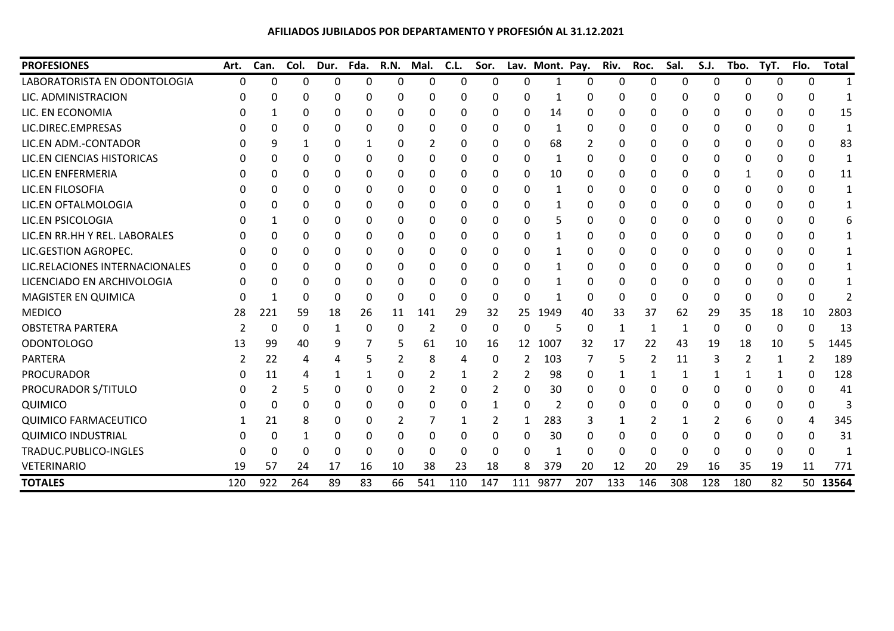**AFILIADOS JUBILADOS POR DEPARTAMENTO Y PROFESIÓN AL 31.12.2021**

| PROFESIONES | Art. | Can. | Col. | Dur. | Fda. | R.N. | Mal. | C.L. | Sor. | Lav. | Mont. | Pay. | Riv. | Roc. | Sal. | S.J. | Tbo. | TyT. | Flo. | Total |
|---|---|---|---|---|---|---|---|---|---|---|---|---|---|---|---|---|---|---|---|---|
| LABORATORISTA EN ODONTOLOGIA | 0 | 0 | 0 | 0 | 0 | 0 | 0 | 0 | 0 | 0 | 1 | 0 | 0 | 0 | 0 | 0 | 0 | 0 | 0 | 1 |
| LIC. ADMINISTRACION | 0 | 0 | 0 | 0 | 0 | 0 | 0 | 0 | 0 | 0 | 1 | 0 | 0 | 0 | 0 | 0 | 0 | 0 | 0 | 1 |
| LIC. EN ECONOMIA | 0 | 1 | 0 | 0 | 0 | 0 | 0 | 0 | 0 | 0 | 14 | 0 | 0 | 0 | 0 | 0 | 0 | 0 | 0 | 15 |
| LIC.DIREC.EMPRESAS | 0 | 0 | 0 | 0 | 0 | 0 | 0 | 0 | 0 | 0 | 1 | 0 | 0 | 0 | 0 | 0 | 0 | 0 | 0 | 1 |
| LIC.EN ADM.-CONTADOR | 0 | 9 | 1 | 0 | 1 | 0 | 2 | 0 | 0 | 0 | 68 | 2 | 0 | 0 | 0 | 0 | 0 | 0 | 0 | 83 |
| LIC.EN CIENCIAS HISTORICAS | 0 | 0 | 0 | 0 | 0 | 0 | 0 | 0 | 0 | 0 | 1 | 0 | 0 | 0 | 0 | 0 | 0 | 0 | 0 | 1 |
| LIC.EN ENFERMERIA | 0 | 0 | 0 | 0 | 0 | 0 | 0 | 0 | 0 | 0 | 10 | 0 | 0 | 0 | 0 | 0 | 1 | 0 | 0 | 11 |
| LIC.EN FILOSOFIA | 0 | 0 | 0 | 0 | 0 | 0 | 0 | 0 | 0 | 0 | 1 | 0 | 0 | 0 | 0 | 0 | 0 | 0 | 0 | 1 |
| LIC.EN OFTALMOLOGIA | 0 | 0 | 0 | 0 | 0 | 0 | 0 | 0 | 0 | 0 | 1 | 0 | 0 | 0 | 0 | 0 | 0 | 0 | 0 | 1 |
| LIC.EN PSICOLOGIA | 0 | 1 | 0 | 0 | 0 | 0 | 0 | 0 | 0 | 0 | 5 | 0 | 0 | 0 | 0 | 0 | 0 | 0 | 0 | 6 |
| LIC.EN RR.HH Y REL. LABORALES | 0 | 0 | 0 | 0 | 0 | 0 | 0 | 0 | 0 | 0 | 1 | 0 | 0 | 0 | 0 | 0 | 0 | 0 | 0 | 1 |
| LIC.GESTION AGROPEC. | 0 | 0 | 0 | 0 | 0 | 0 | 0 | 0 | 0 | 0 | 1 | 0 | 0 | 0 | 0 | 0 | 0 | 0 | 0 | 1 |
| LIC.RELACIONES INTERNACIONALES | 0 | 0 | 0 | 0 | 0 | 0 | 0 | 0 | 0 | 0 | 1 | 0 | 0 | 0 | 0 | 0 | 0 | 0 | 0 | 1 |
| LICENCIADO EN ARCHIVOLOGIA | 0 | 0 | 0 | 0 | 0 | 0 | 0 | 0 | 0 | 0 | 1 | 0 | 0 | 0 | 0 | 0 | 0 | 0 | 0 | 1 |
| MAGISTER EN QUIMICA | 0 | 1 | 0 | 0 | 0 | 0 | 0 | 0 | 0 | 0 | 1 | 0 | 0 | 0 | 0 | 0 | 0 | 0 | 0 | 2 |
| MEDICO | 28 | 221 | 59 | 18 | 26 | 11 | 141 | 29 | 32 | 25 | 1949 | 40 | 33 | 37 | 62 | 29 | 35 | 18 | 10 | 2803 |
| OBSTETRA PARTERA | 2 | 0 | 0 | 1 | 0 | 0 | 2 | 0 | 0 | 0 | 5 | 0 | 1 | 1 | 1 | 0 | 0 | 0 | 0 | 13 |
| ODONTOLOGO | 13 | 99 | 40 | 9 | 7 | 5 | 61 | 10 | 16 | 12 | 1007 | 32 | 17 | 22 | 43 | 19 | 18 | 10 | 5 | 1445 |
| PARTERA | 2 | 22 | 4 | 4 | 5 | 2 | 8 | 4 | 0 | 2 | 103 | 7 | 5 | 2 | 11 | 3 | 2 | 1 | 2 | 189 |
| PROCURADOR | 0 | 11 | 4 | 1 | 1 | 0 | 2 | 1 | 2 | 2 | 98 | 0 | 1 | 1 | 1 | 1 | 1 | 1 | 0 | 128 |
| PROCURADOR S/TITULO | 0 | 2 | 5 | 0 | 0 | 0 | 2 | 0 | 2 | 0 | 30 | 0 | 0 | 0 | 0 | 0 | 0 | 0 | 0 | 41 |
| QUIMICO | 0 | 0 | 0 | 0 | 0 | 0 | 0 | 0 | 1 | 0 | 2 | 0 | 0 | 0 | 0 | 0 | 0 | 0 | 0 | 3 |
| QUIMICO FARMACEUTICO | 1 | 21 | 8 | 0 | 0 | 2 | 7 | 1 | 2 | 1 | 283 | 3 | 1 | 2 | 1 | 2 | 6 | 0 | 4 | 345 |
| QUIMICO INDUSTRIAL | 0 | 0 | 1 | 0 | 0 | 0 | 0 | 0 | 0 | 0 | 30 | 0 | 0 | 0 | 0 | 0 | 0 | 0 | 0 | 31 |
| TRADUC.PUBLICO-INGLES | 0 | 0 | 0 | 0 | 0 | 0 | 0 | 0 | 0 | 0 | 1 | 0 | 0 | 0 | 0 | 0 | 0 | 0 | 0 | 1 |
| VETERINARIO | 19 | 57 | 24 | 17 | 16 | 10 | 38 | 23 | 18 | 8 | 379 | 20 | 12 | 20 | 29 | 16 | 35 | 19 | 11 | 771 |
| **TOTALES** | 120 | 922 | 264 | 89 | 83 | 66 | 541 | 110 | 147 | 111 | 9877 | 207 | 133 | 146 | 308 | 128 | 180 | 82 | 50 | **13564** |